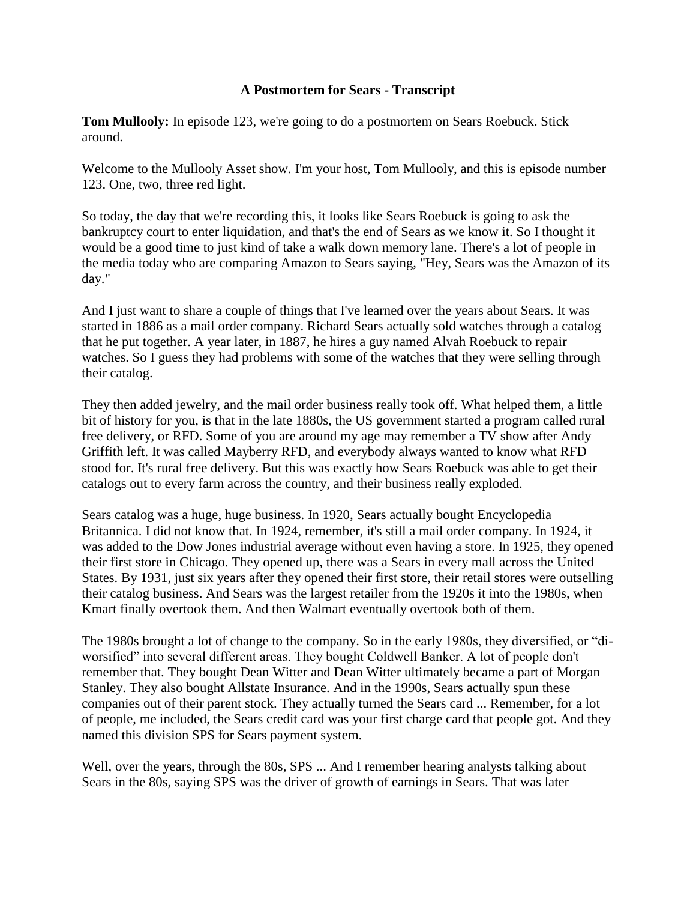# A Postmortem for Sears - Transcript

**Tom Mullooly:** In episode 123, we're going to do a postmortem on Sears Roebuck. Stick around.

Welcome to the Mullooly Asset show. I'm your host, Tom Mullooly, and this is episode number 123. One, two, three red light.

So today, the day that we're recording this, it looks like Sears Roebuck is going to ask the bankruptcy court to enter liquidation, and that's the end of Sears as we know it. So I thought it would be a good time to just kind of take a walk down memory lane. There's a lot of people in the media today who are comparing Amazon to Sears saying, "Hey, Sears was the Amazon of its day."

And I just want to share a couple of things that I've learned over the years about Sears. It was started in 1886 as a mail order company. Richard Sears actually sold watches through a catalog that he put together. A year later, in 1887, he hires a guy named Alvah Roebuck to repair watches. So I guess they had problems with some of the watches that they were selling through their catalog.

They then added jewelry, and the mail order business really took off. What helped them, a little bit of history for you, is that in the late 1880s, the US government started a program called rural free delivery, or RFD. Some of you are around my age may remember a TV show after Andy Griffith left. It was called Mayberry RFD, and everybody always wanted to know what RFD stood for. It's rural free delivery. But this was exactly how Sears Roebuck was able to get their catalogs out to every farm across the country, and their business really exploded.

Sears catalog was a huge, huge business. In 1920, Sears actually bought Encyclopedia Britannica. I did not know that. In 1924, remember, it's still a mail order company. In 1924, it was added to the Dow Jones industrial average without even having a store. In 1925, they opened their first store in Chicago. They opened up, there was a Sears in every mall across the United States. By 1931, just six years after they opened their first store, their retail stores were outselling their catalog business. And Sears was the largest retailer from the 1920s it into the 1980s, when Kmart finally overtook them. And then Walmart eventually overtook both of them.

The 1980s brought a lot of change to the company. So in the early 1980s, they diversified, or "di-worsified" into several different areas. They bought Coldwell Banker. A lot of people don't remember that. They bought Dean Witter and Dean Witter ultimately became a part of Morgan Stanley. They also bought Allstate Insurance. And in the 1990s, Sears actually spun these companies out of their parent stock. They actually turned the Sears card ... Remember, for a lot of people, me included, the Sears credit card was your first charge card that people got. And they named this division SPS for Sears payment system.

Well, over the years, through the 80s, SPS ... And I remember hearing analysts talking about Sears in the 80s, saying SPS was the driver of growth of earnings in Sears. That was later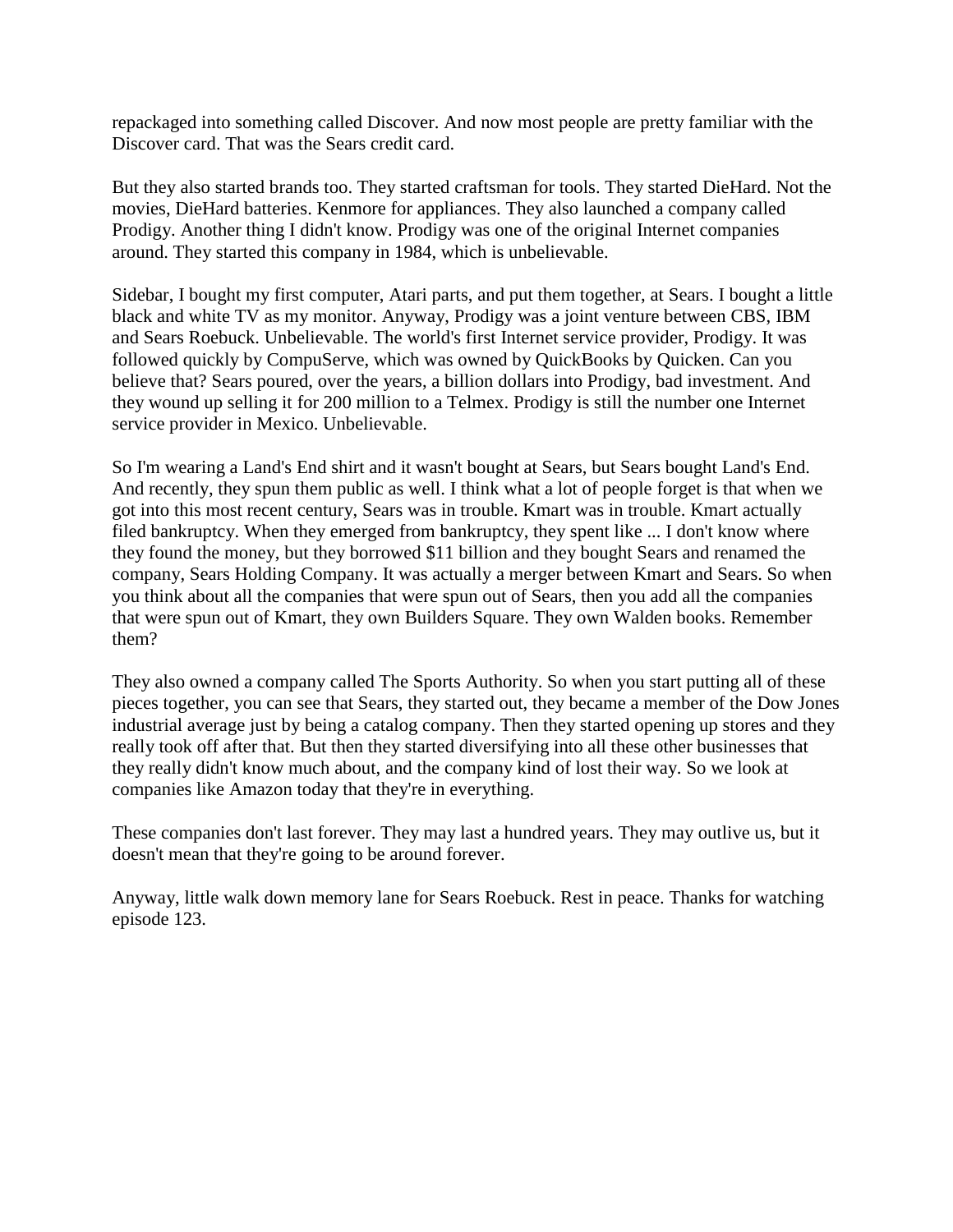repackaged into something called Discover. And now most people are pretty familiar with the Discover card. That was the Sears credit card.

But they also started brands too. They started craftsman for tools. They started DieHard. Not the movies, DieHard batteries. Kenmore for appliances. They also launched a company called Prodigy. Another thing I didn't know. Prodigy was one of the original Internet companies around. They started this company in 1984, which is unbelievable.

Sidebar, I bought my first computer, Atari parts, and put them together, at Sears. I bought a little black and white TV as my monitor. Anyway, Prodigy was a joint venture between CBS, IBM and Sears Roebuck. Unbelievable. The world's first Internet service provider, Prodigy. It was followed quickly by CompuServe, which was owned by QuickBooks by Quicken. Can you believe that? Sears poured, over the years, a billion dollars into Prodigy, bad investment. And they wound up selling it for 200 million to a Telmex. Prodigy is still the number one Internet service provider in Mexico. Unbelievable.

So I'm wearing a Land's End shirt and it wasn't bought at Sears, but Sears bought Land's End. And recently, they spun them public as well. I think what a lot of people forget is that when we got into this most recent century, Sears was in trouble. Kmart was in trouble. Kmart actually filed bankruptcy. When they emerged from bankruptcy, they spent like ... I don't know where they found the money, but they borrowed $11 billion and they bought Sears and renamed the company, Sears Holding Company. It was actually a merger between Kmart and Sears. So when you think about all the companies that were spun out of Sears, then you add all the companies that were spun out of Kmart, they own Builders Square. They own Walden books. Remember them?

They also owned a company called The Sports Authority. So when you start putting all of these pieces together, you can see that Sears, they started out, they became a member of the Dow Jones industrial average just by being a catalog company. Then they started opening up stores and they really took off after that. But then they started diversifying into all these other businesses that they really didn't know much about, and the company kind of lost their way. So we look at companies like Amazon today that they're in everything.

These companies don't last forever. They may last a hundred years. They may outlive us, but it doesn't mean that they're going to be around forever.

Anyway, little walk down memory lane for Sears Roebuck. Rest in peace. Thanks for watching episode 123.